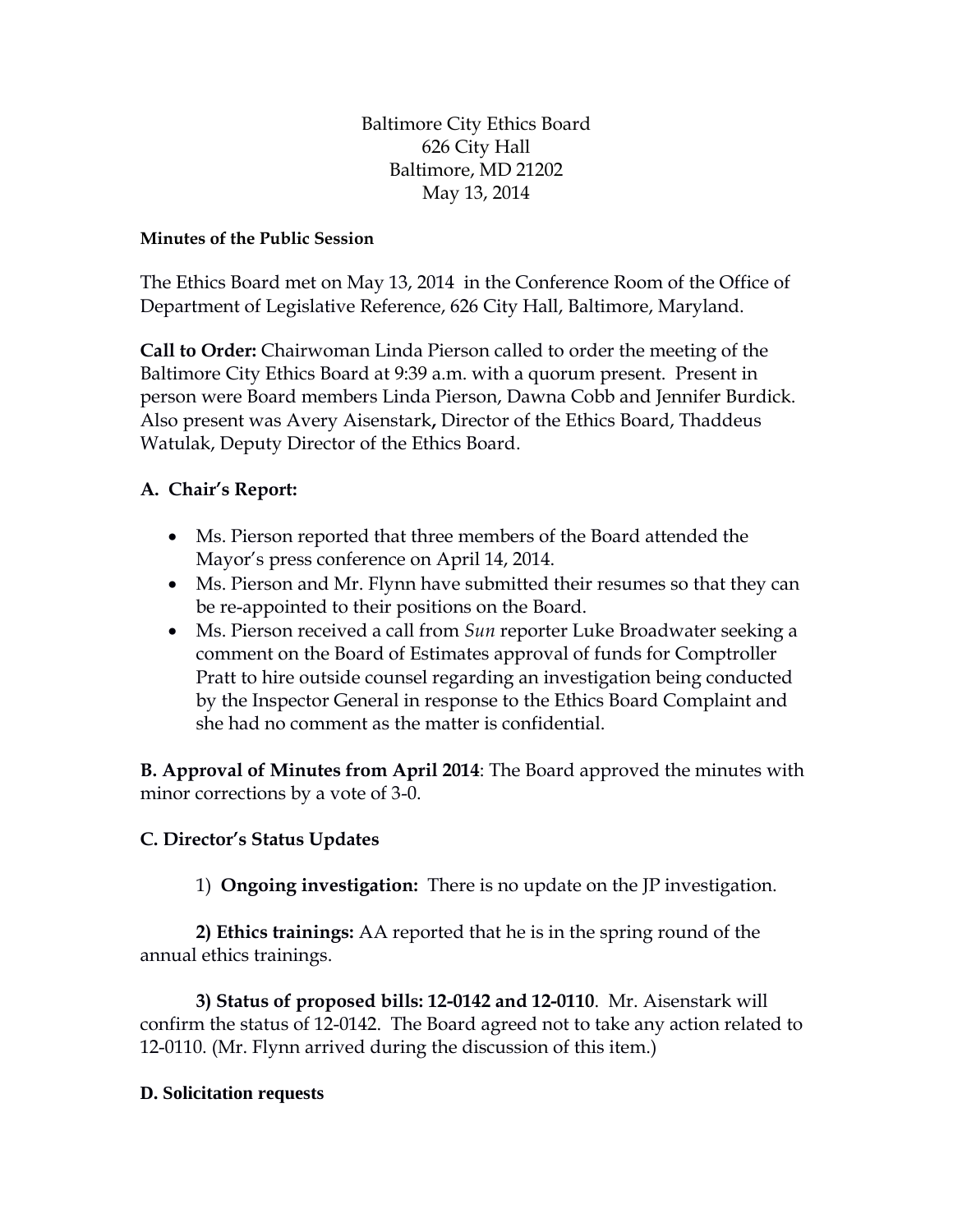Baltimore City Ethics Board
626 City Hall
Baltimore, MD 21202
May 13, 2014

**Minutes of the Public Session**

The Ethics Board met on May 13, 2014 in the Conference Room of the Office of Department of Legislative Reference, 626 City Hall, Baltimore, Maryland.

**Call to Order:** Chairwoman Linda Pierson called to order the meeting of the Baltimore City Ethics Board at 9:39 a.m. with a quorum present. Present in person were Board members Linda Pierson, Dawna Cobb and Jennifer Burdick. Also present was Avery Aisenstark**,** Director of the Ethics Board, Thaddeus Watulak, Deputy Director of the Ethics Board.

**A. Chair's Report:**

- Ms. Pierson reported that three members of the Board attended the Mayor's press conference on April 14, 2014.
- Ms. Pierson and Mr. Flynn have submitted their resumes so that they can be re-appointed to their positions on the Board.
- Ms. Pierson received a call from *Sun* reporter Luke Broadwater seeking a comment on the Board of Estimates approval of funds for Comptroller Pratt to hire outside counsel regarding an investigation being conducted by the Inspector General in response to the Ethics Board Complaint and she had no comment as the matter is confidential.

**B. Approval of Minutes from April 2014**: The Board approved the minutes with minor corrections by a vote of 3-0.

**C. Director's Status Updates**

1) **Ongoing investigation:** There is no update on the JP investigation.

**2) Ethics trainings:** AA reported that he is in the spring round of the annual ethics trainings.

**3) Status of proposed bills: 12-0142 and 12-0110**. Mr. Aisenstark will confirm the status of 12-0142. The Board agreed not to take any action related to 12-0110. (Mr. Flynn arrived during the discussion of this item.)

**D. Solicitation requests**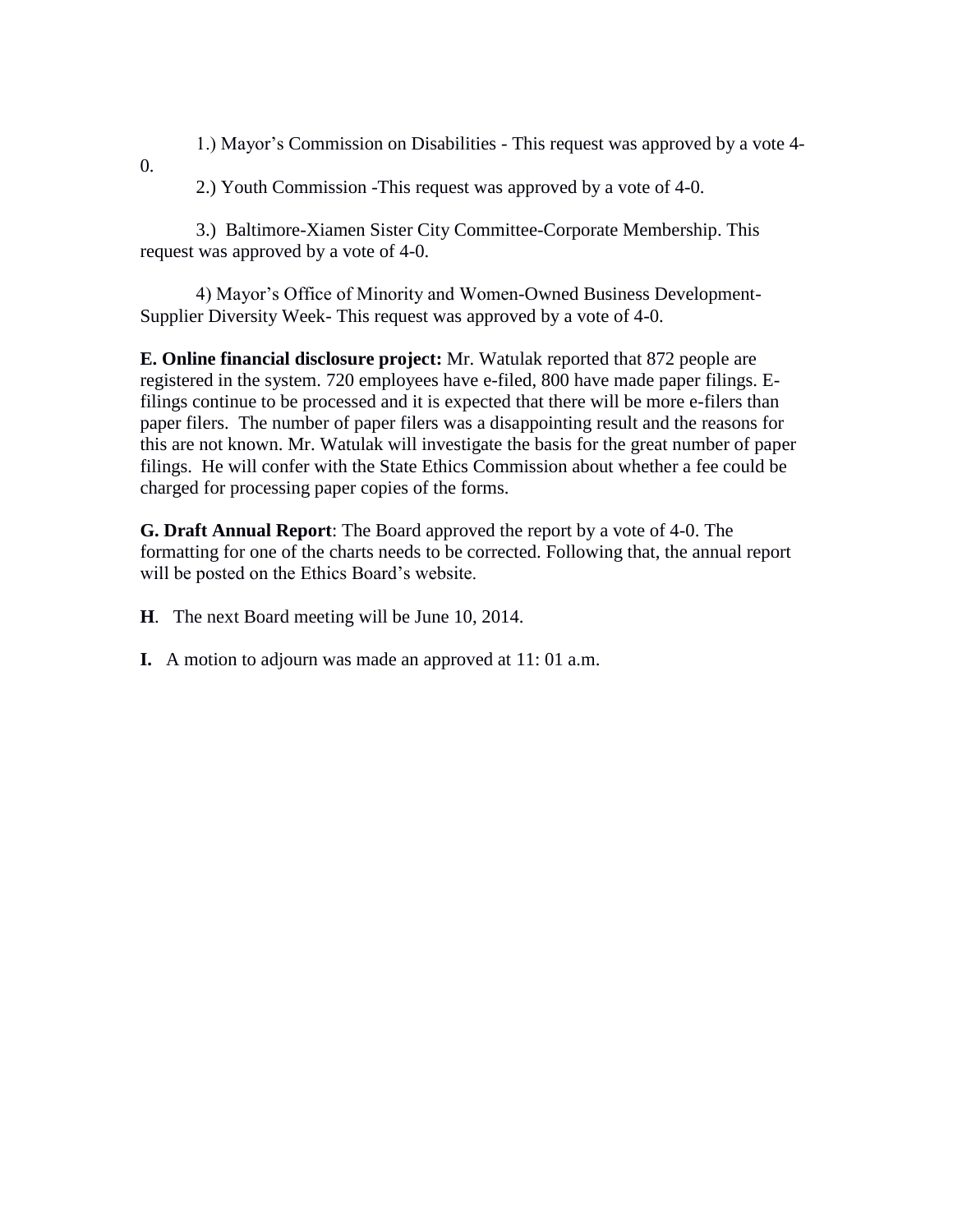1.) Mayor's Commission on Disabilities - This request was approved by a vote 4-0.

2.) Youth Commission -This request was approved by a vote of 4-0.

3.) Baltimore-Xiamen Sister City Committee-Corporate Membership. This request was approved by a vote of 4-0.

4) Mayor's Office of Minority and Women-Owned Business Development-Supplier Diversity Week- This request was approved by a vote of 4-0.

**E. Online financial disclosure project:** Mr. Watulak reported that 872 people are registered in the system. 720 employees have e-filed, 800 have made paper filings. E-filings continue to be processed and it is expected that there will be more e-filers than paper filers. The number of paper filers was a disappointing result and the reasons for this are not known. Mr. Watulak will investigate the basis for the great number of paper filings. He will confer with the State Ethics Commission about whether a fee could be charged for processing paper copies of the forms.

**G. Draft Annual Report**: The Board approved the report by a vote of 4-0. The formatting for one of the charts needs to be corrected. Following that, the annual report will be posted on the Ethics Board's website.

**H**. The next Board meeting will be June 10, 2014.

**I.** A motion to adjourn was made an approved at 11: 01 a.m.